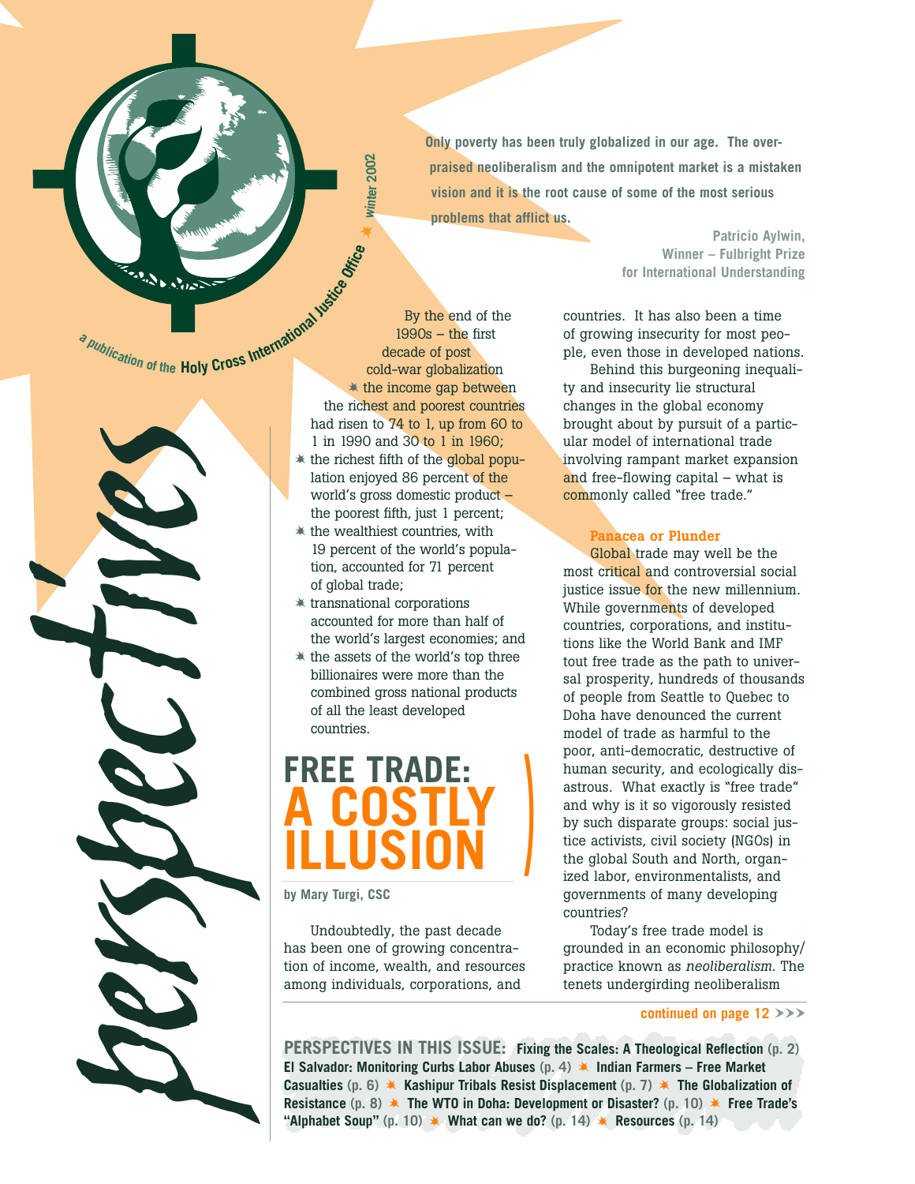# perspectives

*a publication of the* **Holy Cross International Justice Office** winter 2002

**Only poverty has been truly globalized in our age. The overpraised neoliberalism and the omnipotent market is a mistaken vision and it is the root cause of some of the most serious problems that afflict us.**

**Patricio Aylwin,**
**Winner – Fulbright Prize for International Understanding**

# FREE TRADE: A COSTLY ILLUSION

**by Mary Turgi, CSC**

Undoubtedly, the past decade has been one of growing concentration of income, wealth, and resources among individuals, corporations, and countries. It has also been a time of growing insecurity for most people, even those in developed nations.

By the end of the 1990s – the first decade of post cold-war globalization

- the income gap between the richest and poorest countries had risen to 74 to 1, up from 60 to 1 in 1990 and 30 to 1 in 1960;
- the richest fifth of the global population enjoyed 86 percent of the world's gross domestic product – the poorest fifth, just 1 percent;
- the wealthiest countries, with 19 percent of the world's population, accounted for 71 percent of global trade;
- transnational corporations accounted for more than half of the world's largest economies; and
- the assets of the world's top three billionaires were more than the combined gross national products of all the least developed countries.

Behind this burgeoning inequality and insecurity lie structural changes in the global economy brought about by pursuit of a particular model of international trade involving rampant market expansion and free-flowing capital – what is commonly called "free trade."

### Panacea or Plunder

Global trade may well be the most critical and controversial social justice issue for the new millennium. While governments of developed countries, corporations, and institutions like the World Bank and IMF tout free trade as the path to universal prosperity, hundreds of thousands of people from Seattle to Quebec to Doha have denounced the current model of trade as harmful to the poor, anti-democratic, destructive of human security, and ecologically disastrous. What exactly is "free trade" and why is it so vigorously resisted by such disparate groups: social justice activists, civil society (NGOs) in the global South and North, organized labor, environmentalists, and governments of many developing countries?

Today's free trade model is grounded in an economic philosophy/practice known as *neoliberalism*. The tenets undergirding neoliberalism

continued on page 12 >>>

**PERSPECTIVES IN THIS ISSUE:** **Fixing the Scales: A Theological Reflection** (p. 2) ✷ **El Salvador: Monitoring Curbs Labor Abuses** (p. 4) ✷ **Indian Farmers – Free Market Casualties** (p. 6) ✷ **Kashipur Tribals Resist Displacement** (p. 7) ✷ **The Globalization of Resistance** (p. 8) ✷ **The WTO in Doha: Development or Disaster?** (p. 10) ✷ **Free Trade's "Alphabet Soup"** (p. 10) ✷ **What can we do?** (p. 14) ✷ **Resources** (p. 14)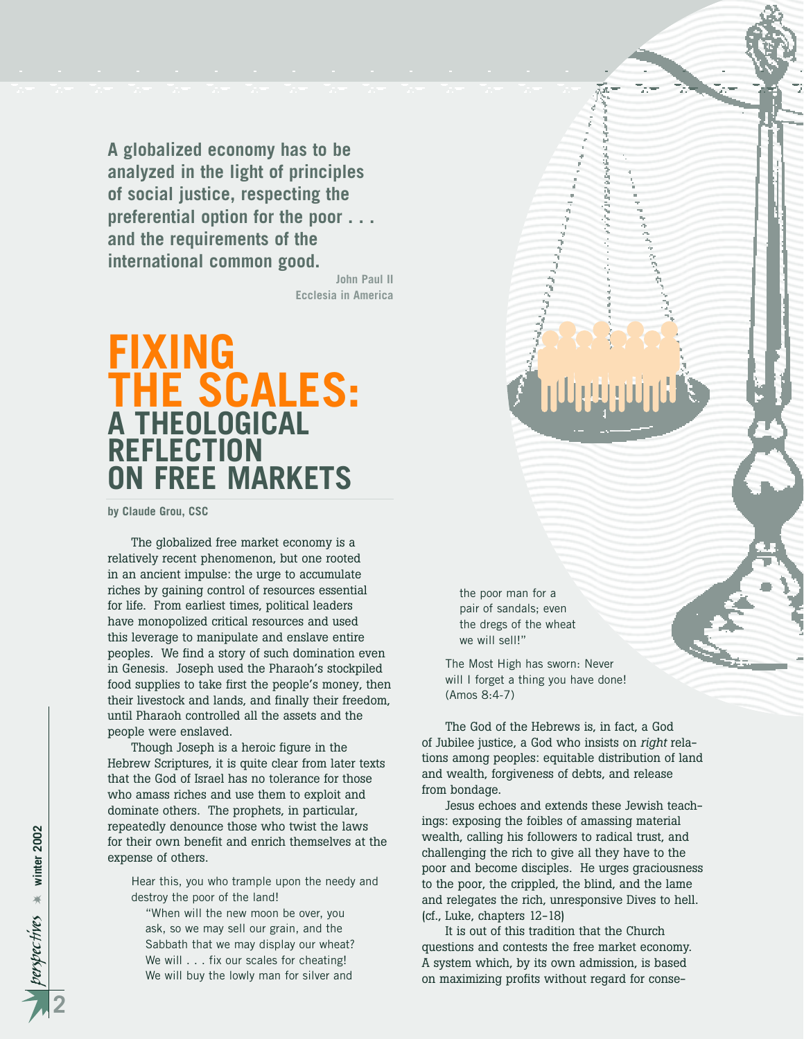**A globalized economy has to be analyzed in the light of principles of social justice, respecting the preferential option for the poor . . . and the requirements of the international common good.**

**John Paul II**
**Ecclesia in America**

# FIXING THE SCALES: A THEOLOGICAL REFLECTION ON FREE MARKETS

**by Claude Grou, CSC**

The globalized free market economy is a relatively recent phenomenon, but one rooted in an ancient impulse: the urge to accumulate riches by gaining control of resources essential for life. From earliest times, political leaders have monopolized critical resources and used this leverage to manipulate and enslave entire peoples. We find a story of such domination even in Genesis. Joseph used the Pharaoh's stockpiled food supplies to take first the people's money, then their livestock and lands, and finally their freedom, until Pharaoh controlled all the assets and the people were enslaved.

Though Joseph is a heroic figure in the Hebrew Scriptures, it is quite clear from later texts that the God of Israel has no tolerance for those who amass riches and use them to exploit and dominate others. The prophets, in particular, repeatedly denounce those who twist the laws for their own benefit and enrich themselves at the expense of others.

> Hear this, you who trample upon the needy and destroy the poor of the land!
>
> "When will the new moon be over, you ask, so we may sell our grain, and the Sabbath that we may display our wheat? We will . . . fix our scales for cheating! We will buy the lowly man for silver and the poor man for a pair of sandals; even the dregs of the wheat we will sell!"
>
> The Most High has sworn: Never will I forget a thing you have done! (Amos 8:4-7)

The God of the Hebrews is, in fact, a God of Jubilee justice, a God who insists on *right* relations among peoples: equitable distribution of land and wealth, forgiveness of debts, and release from bondage.

Jesus echoes and extends these Jewish teachings: exposing the foibles of amassing material wealth, calling his followers to radical trust, and challenging the rich to give all they have to the poor and become disciples. He urges graciousness to the poor, the crippled, the blind, and the lame and relegates the rich, unresponsive Dives to hell. (cf., Luke, chapters 12-18)

It is out of this tradition that the Church questions and contests the free market economy. A system which, by its own admission, is based on maximizing profits without regard for conse-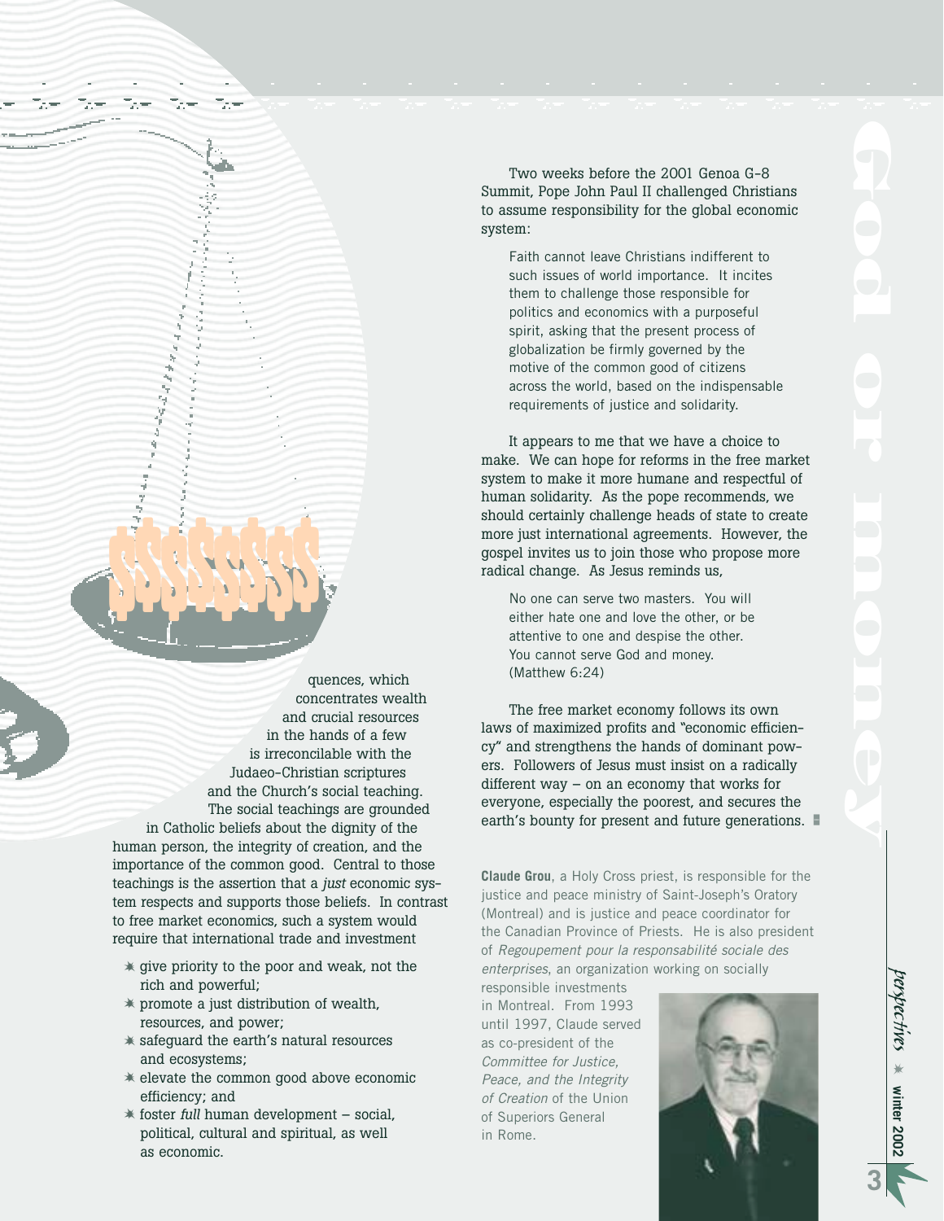quences, which concentrates wealth and crucial resources in the hands of a few is irreconcilable with the Judaeo-Christian scriptures and the Church's social teaching. The social teachings are grounded in Catholic beliefs about the dignity of the human person, the integrity of creation, and the importance of the common good. Central to those teachings is the assertion that a *just* economic system respects and supports those beliefs. In contrast to free market economics, such a system would require that international trade and investment

- give priority to the poor and weak, not the rich and powerful;
- promote a just distribution of wealth, resources, and power;
- safeguard the earth's natural resources and ecosystems;
- elevate the common good above economic efficiency; and
- foster *full* human development – social, political, cultural and spiritual, as well as economic.

Two weeks before the 2001 Genoa G-8 Summit, Pope John Paul II challenged Christians to assume responsibility for the global economic system:

> Faith cannot leave Christians indifferent to such issues of world importance. It incites them to challenge those responsible for politics and economics with a purposeful spirit, asking that the present process of globalization be firmly governed by the motive of the common good of citizens across the world, based on the indispensable requirements of justice and solidarity.

It appears to me that we have a choice to make. We can hope for reforms in the free market system to make it more humane and respectful of human solidarity. As the pope recommends, we should certainly challenge heads of state to create more just international agreements. However, the gospel invites us to join those who propose more radical change. As Jesus reminds us,

> No one can serve two masters. You will either hate one and love the other, or be attentive to one and despise the other. You cannot serve God and money. (Matthew 6:24)

The free market economy follows its own laws of maximized profits and "economic efficiency" and strengthens the hands of dominant powers. Followers of Jesus must insist on a radically different way – on an economy that works for everyone, especially the poorest, and secures the earth's bounty for present and future generations.

**Claude Grou**, a Holy Cross priest, is responsible for the justice and peace ministry of Saint-Joseph's Oratory (Montreal) and is justice and peace coordinator for the Canadian Province of Priests. He is also president of *Regoupement pour la responsabilité sociale des enterprises*, an organization working on socially responsible investments in Montreal. From 1993 until 1997, Claude served as co-president of the *Committee for Justice, Peace, and the Integrity of Creation* of the Union of Superiors General in Rome.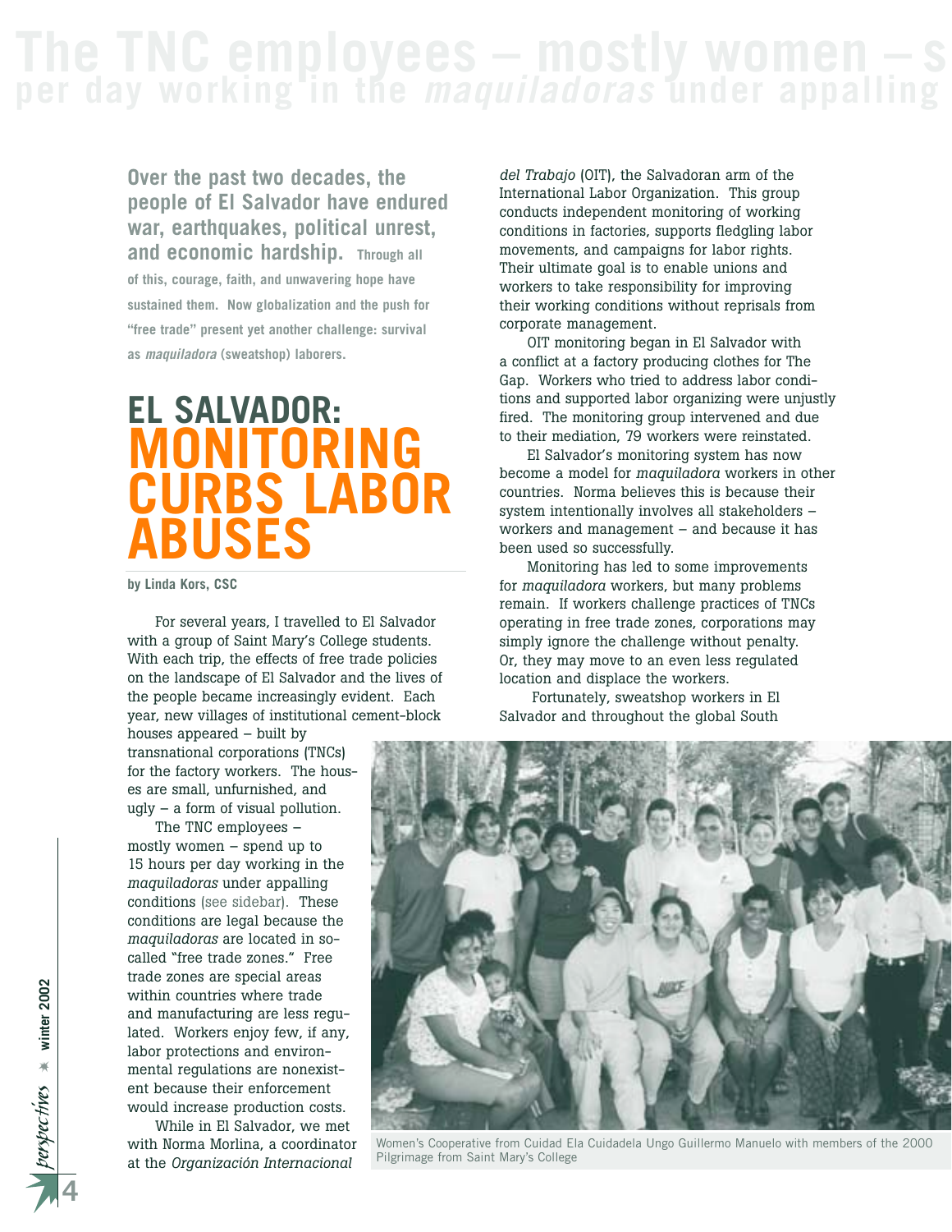**Over the past two decades, the people of El Salvador have endured war, earthquakes, political unrest, and economic hardship.** Through all of this, courage, faith, and unwavering hope have sustained them. Now globalization and the push for "free trade" present yet another challenge: survival as *maquiladora* (sweatshop) laborers.

# EL SALVADOR: MONITORING CURBS LABOR ABUSES

**by Linda Kors, CSC**

For several years, I travelled to El Salvador with a group of Saint Mary's College students. With each trip, the effects of free trade policies on the landscape of El Salvador and the lives of the people became increasingly evident. Each year, new villages of institutional cement-block houses appeared – built by transnational corporations (TNCs) for the factory workers. The houses are small, unfurnished, and ugly – a form of visual pollution.

The TNC employees – mostly women – spend up to 15 hours per day working in the *maquiladoras* under appalling conditions (see sidebar). These conditions are legal because the *maquiladoras* are located in so-called "free trade zones." Free trade zones are special areas within countries where trade and manufacturing are less regulated. Workers enjoy few, if any, labor protections and environmental regulations are nonexistent because their enforcement would increase production costs.

While in El Salvador, we met with Norma Morlina, a coordinator at the *Organización Internacional del Trabajo* (OIT), the Salvadoran arm of the International Labor Organization. This group conducts independent monitoring of working conditions in factories, supports fledgling labor movements, and campaigns for labor rights. Their ultimate goal is to enable unions and workers to take responsibility for improving their working conditions without reprisals from corporate management.

OIT monitoring began in El Salvador with a conflict at a factory producing clothes for The Gap. Workers who tried to address labor conditions and supported labor organizing were unjustly fired. The monitoring group intervened and due to their mediation, 79 workers were reinstated.

El Salvador's monitoring system has now become a model for *maquiladora* workers in other countries. Norma believes this is because their system intentionally involves all stakeholders – workers and management – and because it has been used so successfully.

Monitoring has led to some improvements for *maquiladora* workers, but many problems remain. If workers challenge practices of TNCs operating in free trade zones, corporations may simply ignore the challenge without penalty. Or, they may move to an even less regulated location and displace the workers.

Fortunately, sweatshop workers in El Salvador and throughout the global South

Women's Cooperative from Cuidad Ela Cuidadela Ungo Guillermo Manuelo with members of the 2000 Pilgrimage from Saint Mary's College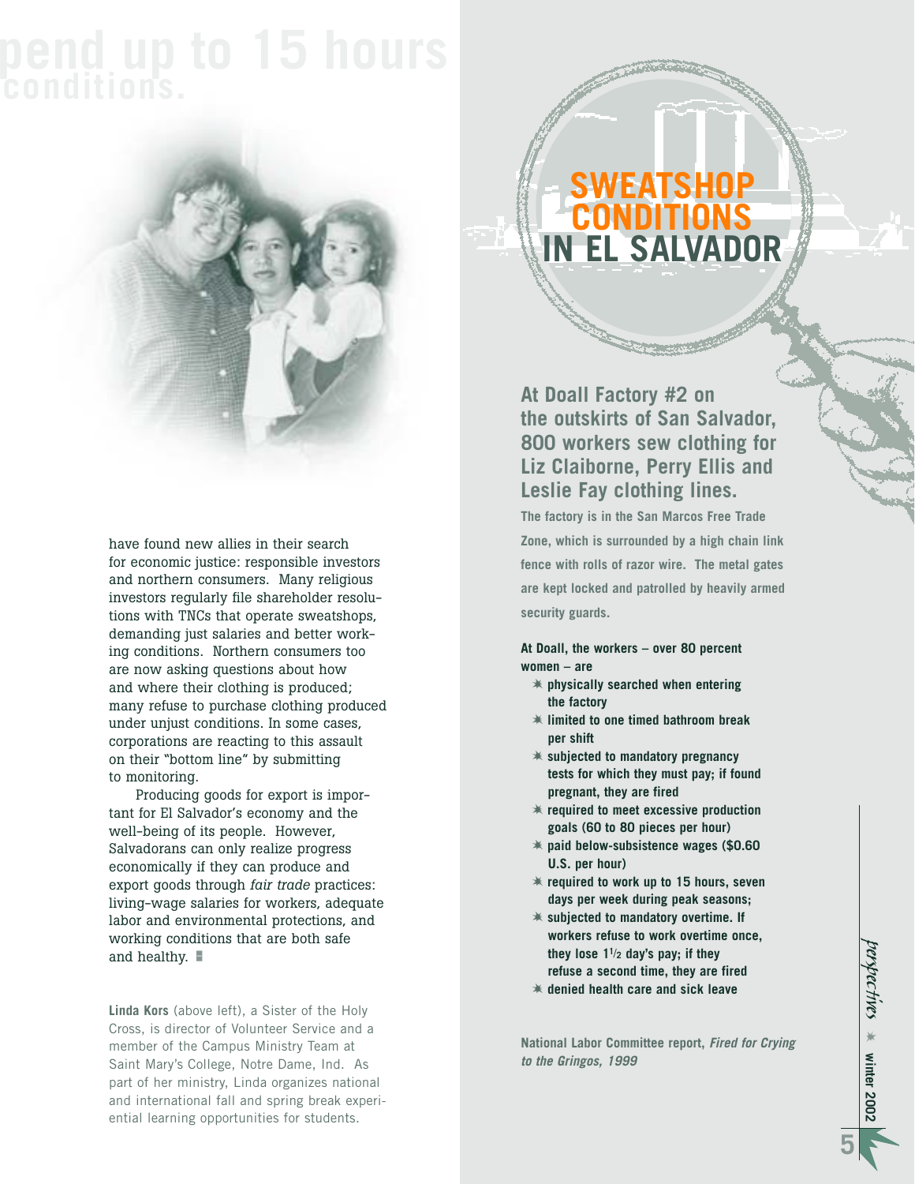pend up to 15 hours conditions.

have found new allies in their search for economic justice: responsible investors and northern consumers. Many religious investors regularly file shareholder resolutions with TNCs that operate sweatshops, demanding just salaries and better working conditions. Northern consumers too are now asking questions about how and where their clothing is produced; many refuse to purchase clothing produced under unjust conditions. In some cases, corporations are reacting to this assault on their "bottom line" by submitting to monitoring.

Producing goods for export is important for El Salvador's economy and the well-being of its people. However, Salvadorans can only realize progress economically if they can produce and export goods through *fair trade* practices: living-wage salaries for workers, adequate labor and environmental protections, and working conditions that are both safe and healthy.

**Linda Kors** (above left), a Sister of the Holy Cross, is director of Volunteer Service and a member of the Campus Ministry Team at Saint Mary's College, Notre Dame, Ind. As part of her ministry, Linda organizes national and international fall and spring break experiential learning opportunities for students.

## SWEATSHOP CONDITIONS IN EL SALVADOR

**At Doall Factory #2 on the outskirts of San Salvador, 800 workers sew clothing for Liz Claiborne, Perry Ellis and Leslie Fay clothing lines.**

**The factory is in the San Marcos Free Trade Zone, which is surrounded by a high chain link fence with rolls of razor wire. The metal gates are kept locked and patrolled by heavily armed security guards.**

**At Doall, the workers – over 80 percent women – are**

- **physically searched when entering the factory**
- **limited to one timed bathroom break per shift**
- **subjected to mandatory pregnancy tests for which they must pay; if found pregnant, they are fired**
- **required to meet excessive production goals (60 to 80 pieces per hour)**
- **paid below-subsistence wages ($0.60 U.S. per hour)**
- **required to work up to 15 hours, seven days per week during peak seasons;**
- **subjected to mandatory overtime. If workers refuse to work overtime once, they lose 1½ day's pay; if they refuse a second time, they are fired**
- **denied health care and sick leave**

**National Labor Committee report, *Fired for Crying to the Gringos, 1999***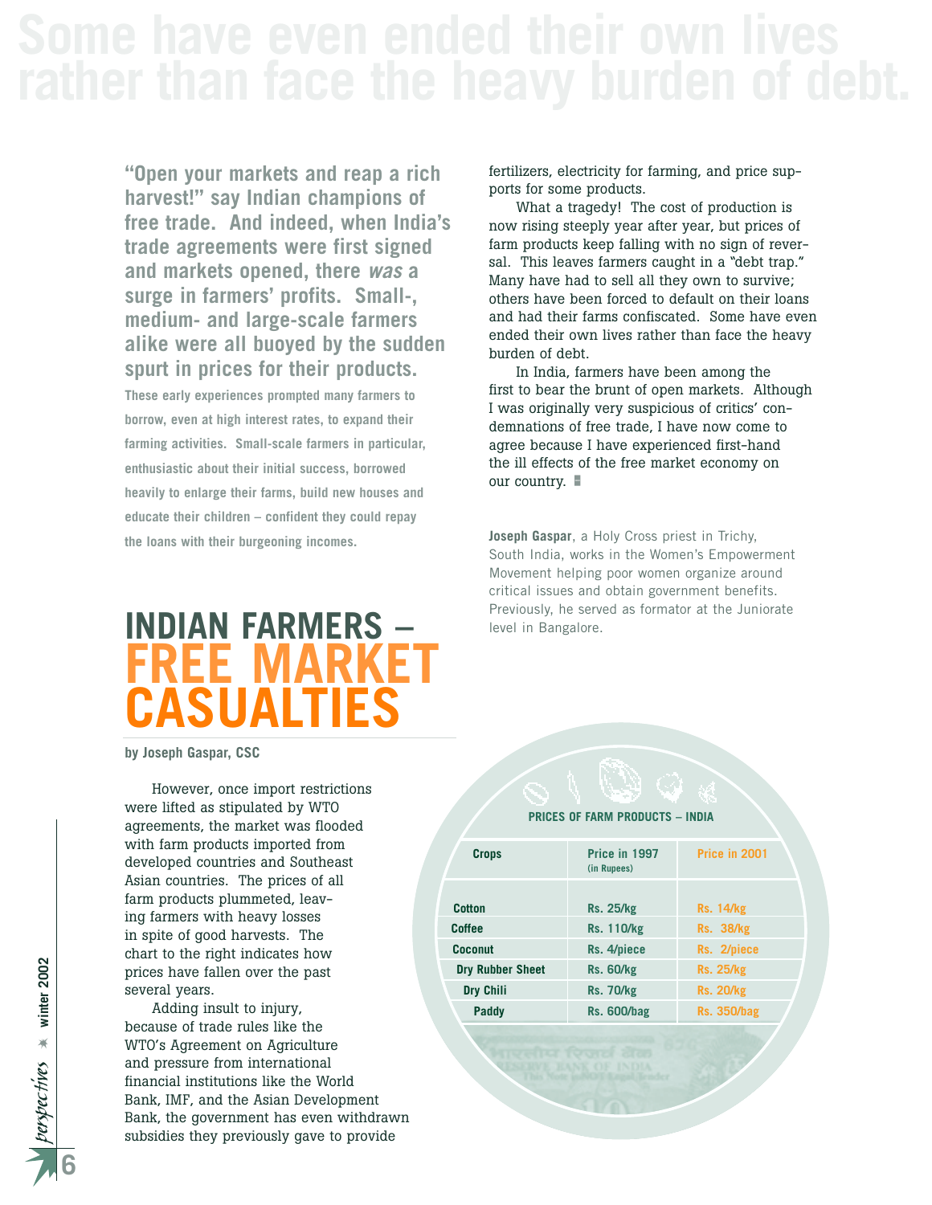Some have even ended their own lives rather than face the heavy burden of debt.

# INDIAN FARMERS – FREE MARKET CASUALTIES

**by Joseph Gaspar, CSC**

**"Open your markets and reap a rich harvest!" say Indian champions of free trade. And indeed, when India's trade agreements were first signed and markets opened, there *was* a surge in farmers' profits. Small-, medium- and large-scale farmers alike were all buoyed by the sudden spurt in prices for their products.**

**These early experiences prompted many farmers to borrow, even at high interest rates, to expand their farming activities. Small-scale farmers in particular, enthusiastic about their initial success, borrowed heavily to enlarge their farms, build new houses and educate their children – confident they could repay the loans with their burgeoning incomes.**

However, once import restrictions were lifted as stipulated by WTO agreements, the market was flooded with farm products imported from developed countries and Southeast Asian countries. The prices of all farm products plummeted, leaving farmers with heavy losses in spite of good harvests. The chart to the right indicates how prices have fallen over the past several years.

Adding insult to injury, because of trade rules like the WTO's Agreement on Agriculture and pressure from international financial institutions like the World Bank, IMF, and the Asian Development Bank, the government has even withdrawn subsidies they previously gave to provide fertilizers, electricity for farming, and price supports for some products.

What a tragedy! The cost of production is now rising steeply year after year, but prices of farm products keep falling with no sign of reversal. This leaves farmers caught in a "debt trap." Many have had to sell all they own to survive; others have been forced to default on their loans and had their farms confiscated. Some have even ended their own lives rather than face the heavy burden of debt.

In India, farmers have been among the first to bear the brunt of open markets. Although I was originally very suspicious of critics' condemnations of free trade, I have now come to agree because I have experienced first-hand the ill effects of the free market economy on our country.

**Joseph Gaspar**, a Holy Cross priest in Trichy, South India, works in the Women's Empowerment Movement helping poor women organize around critical issues and obtain government benefits. Previously, he served as formator at the Juniorate level in Bangalore.

**PRICES OF FARM PRODUCTS – INDIA**

| Crops | Price in 1997 (in Rupees) | Price in 2001 |
|---|---|---|
| Cotton | Rs. 25/kg | Rs. 14/kg |
| Coffee | Rs. 110/kg | Rs. 38/kg |
| Coconut | Rs. 4/piece | Rs. 2/piece |
| Dry Rubber Sheet | Rs. 60/kg | Rs. 25/kg |
| Dry Chili | Rs. 70/kg | Rs. 20/kg |
| Paddy | Rs. 600/bag | Rs. 350/bag |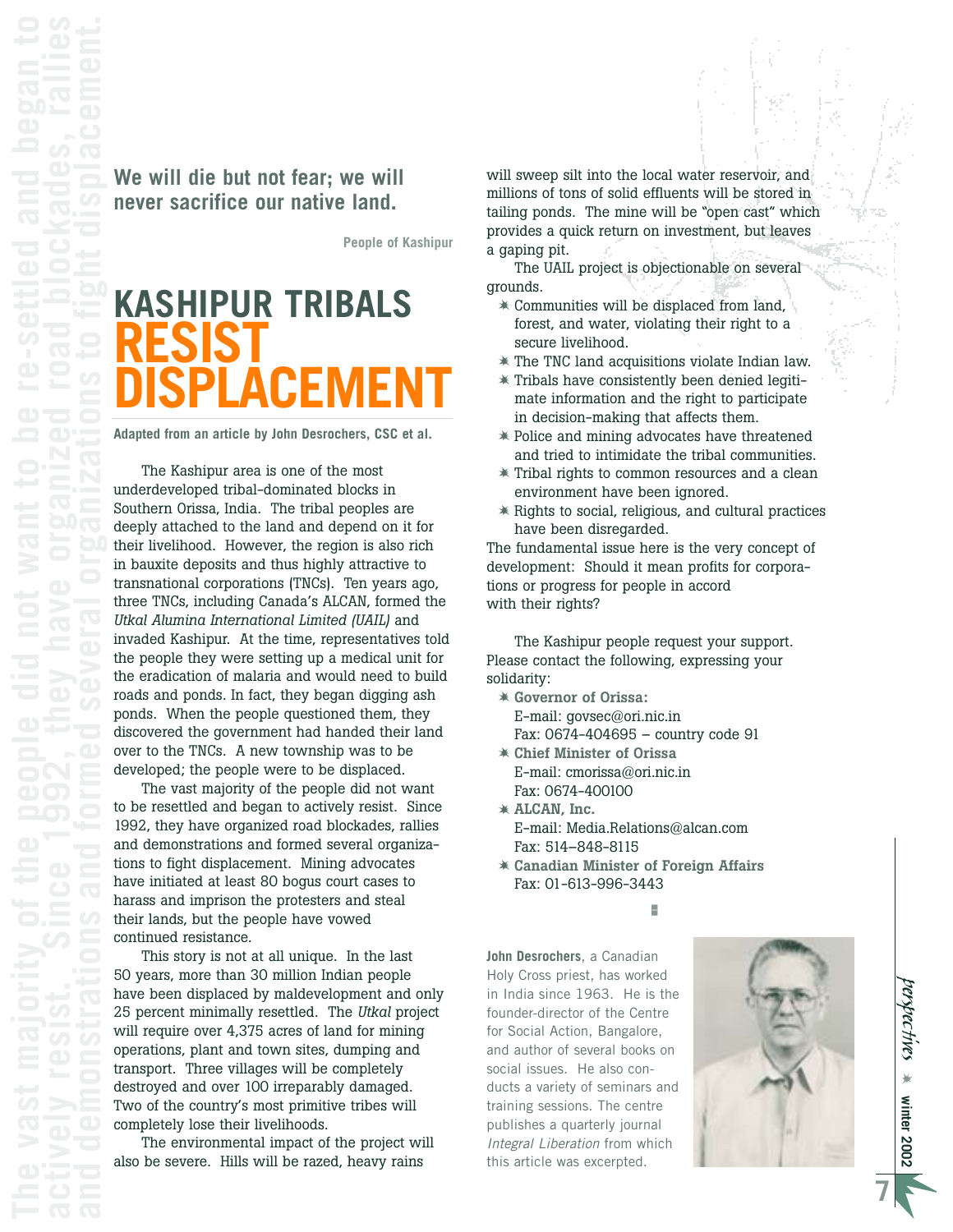> **We will die but not fear; we will never sacrifice our native land.**
>
> People of Kashipur

# KASHIPUR TRIBALS RESIST DISPLACEMENT

**Adapted from an article by John Desrochers, CSC et al.**

The Kashipur area is one of the most underdeveloped tribal-dominated blocks in Southern Orissa, India. The tribal peoples are deeply attached to the land and depend on it for their livelihood. However, the region is also rich in bauxite deposits and thus highly attractive to transnational corporations (TNCs). Ten years ago, three TNCs, including Canada's ALCAN, formed the *Utkal Alumina International Limited (UAIL)* and invaded Kashipur. At the time, representatives told the people they were setting up a medical unit for the eradication of malaria and would need to build roads and ponds. In fact, they began digging ash ponds. When the people questioned them, they discovered the government had handed their land over to the TNCs. A new township was to be developed; the people were to be displaced.

The vast majority of the people did not want to be resettled and began to actively resist. Since 1992, they have organized road blockades, rallies and demonstrations and formed several organizations to fight displacement. Mining advocates have initiated at least 80 bogus court cases to harass and imprison the protesters and steal their lands, but the people have vowed continued resistance.

This story is not at all unique. In the last 50 years, more than 30 million Indian people have been displaced by maldevelopment and only 25 percent minimally resettled. The *Utkal* project will require over 4,375 acres of land for mining operations, plant and town sites, dumping and transport. Three villages will be completely destroyed and over 100 irreparably damaged. Two of the country's most primitive tribes will completely lose their livelihoods.

The environmental impact of the project will also be severe. Hills will be razed, heavy rains will sweep silt into the local water reservoir, and millions of tons of solid effluents will be stored in tailing ponds. The mine will be "open cast" which provides a quick return on investment, but leaves a gaping pit.

The UAIL project is objectionable on several grounds.

- Communities will be displaced from land, forest, and water, violating their right to a secure livelihood.
- The TNC land acquisitions violate Indian law.
- Tribals have consistently been denied legitimate information and the right to participate in decision-making that affects them.
- Police and mining advocates have threatened and tried to intimidate the tribal communities.
- Tribal rights to common resources and a clean environment have been ignored.
- Rights to social, religious, and cultural practices have been disregarded.

The fundamental issue here is the very concept of development: Should it mean profits for corporations or progress for people in accord with their rights?

The Kashipur people request your support. Please contact the following, expressing your solidarity:

- **Governor of Orissa:**
  E-mail: govsec@ori.nic.in
  Fax: 0674-404695 – country code 91
- **Chief Minister of Orissa**
  E-mail: cmorissa@ori.nic.in
  Fax: 0674-400100
- **ALCAN, Inc.**
  E-mail: Media.Relations@alcan.com
  Fax: 514-848-8115
- **Canadian Minister of Foreign Affairs**
  Fax: 01-613-996-3443

**John Desrochers**, a Canadian Holy Cross priest, has worked in India since 1963. He is the founder-director of the Centre for Social Action, Bangalore, and author of several books on social issues. He also conducts a variety of seminars and training sessions. The centre publishes a quarterly journal *Integral Liberation* from which this article was excerpted.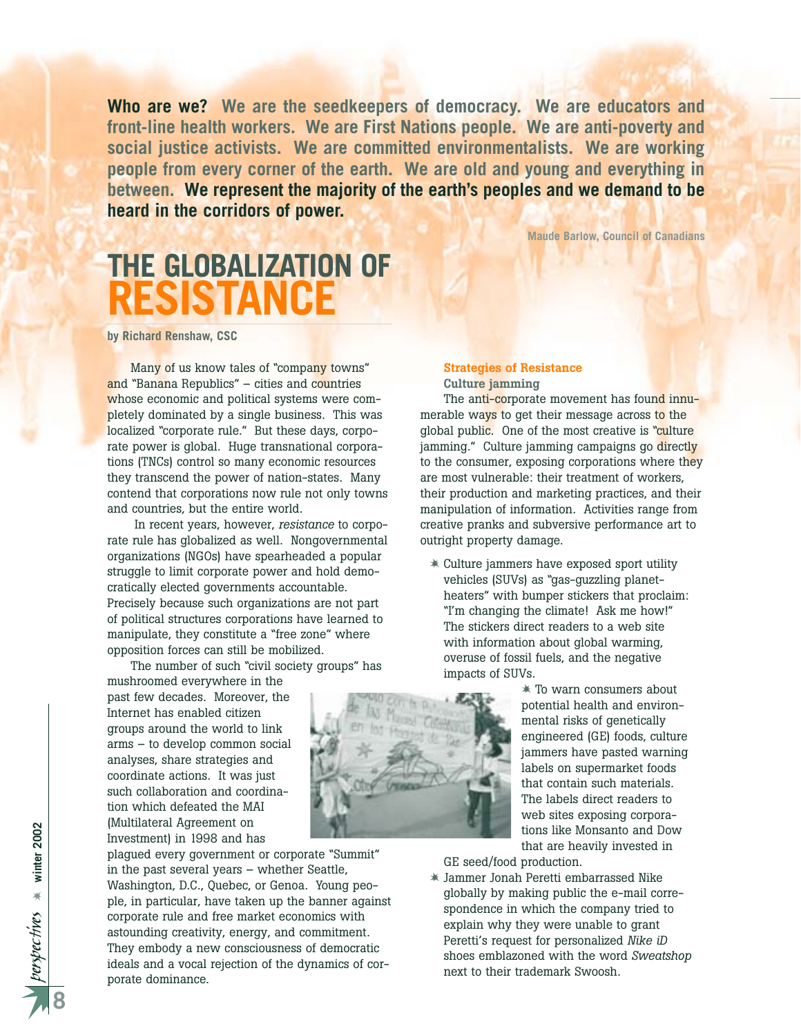**Who are we? We are the seedkeepers of democracy. We are educators and front-line health workers. We are First Nations people. We are anti-poverty and social justice activists. We are committed environmentalists. We are working people from every corner of the earth. We are old and young and everything in between. We represent the majority of the earth's peoples and we demand to be heard in the corridors of power.**

**Maude Barlow, Council of Canadians**

# THE GLOBALIZATION OF RESISTANCE

**by Richard Renshaw, CSC**

Many of us know tales of "company towns" and "Banana Republics" – cities and countries whose economic and political systems were completely dominated by a single business. This was localized "corporate rule." But these days, corporate power is global. Huge transnational corporations (TNCs) control so many economic resources they transcend the power of nation-states. Many contend that corporations now rule not only towns and countries, but the entire world.

In recent years, however, *resistance* to corporate rule has globalized as well. Nongovernmental organizations (NGOs) have spearheaded a popular struggle to limit corporate power and hold democratically elected governments accountable. Precisely because such organizations are not part of political structures corporations have learned to manipulate, they constitute a "free zone" where opposition forces can still be mobilized.

The number of such "civil society groups" has mushroomed everywhere in the past few decades. Moreover, the Internet has enabled citizen groups around the world to link arms – to develop common social analyses, share strategies and coordinate actions. It was just such collaboration and coordination which defeated the MAI (Multilateral Agreement on Investment) in 1998 and has plagued every government or corporate "Summit" in the past several years – whether Seattle, Washington, D.C., Quebec, or Genoa. Young people, in particular, have taken up the banner against corporate rule and free market economics with astounding creativity, energy, and commitment. They embody a new consciousness of democratic ideals and a vocal rejection of the dynamics of corporate dominance.

## Strategies of Resistance

### Culture jamming

The anti-corporate movement has found innumerable ways to get their message across to the global public. One of the most creative is "culture jamming." Culture jamming campaigns go directly to the consumer, exposing corporations where they are most vulnerable: their treatment of workers, their production and marketing practices, and their manipulation of information. Activities range from creative pranks and subversive performance art to outright property damage.

- Culture jammers have exposed sport utility vehicles (SUVs) as "gas-guzzling planet-heaters" with bumper stickers that proclaim: "I'm changing the climate! Ask me how!" The stickers direct readers to a web site with information about global warming, overuse of fossil fuels, and the negative impacts of SUVs.
- To warn consumers about potential health and environmental risks of genetically engineered (GE) foods, culture jammers have pasted warning labels on supermarket foods that contain such materials. The labels direct readers to web sites exposing corporations like Monsanto and Dow that are heavily invested in GE seed/food production.
- Jammer Jonah Peretti embarrassed Nike globally by making public the e-mail correspondence in which the company tried to explain why they were unable to grant Peretti's request for personalized *Nike iD* shoes emblazoned with the word *Sweatshop* next to their trademark Swoosh.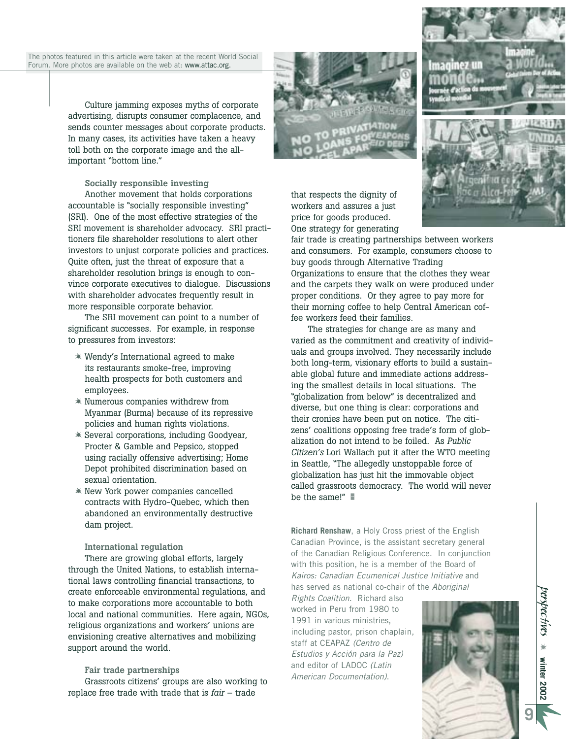The photos featured in this article were taken at the recent World Social Forum. More photos are available on the web at: www.attac.org.

Culture jamming exposes myths of corporate advertising, disrupts consumer complacence, and sends counter messages about corporate products. In many cases, its activities have taken a heavy toll both on the corporate image and the all-important "bottom line."

### Socially responsible investing

Another movement that holds corporations accountable is "socially responsible investing" (SRI). One of the most effective strategies of the SRI movement is shareholder advocacy. SRI practitioners file shareholder resolutions to alert other investors to unjust corporate policies and practices. Quite often, just the threat of exposure that a shareholder resolution brings is enough to convince corporate executives to dialogue. Discussions with shareholder advocates frequently result in more responsible corporate behavior.

The SRI movement can point to a number of significant successes. For example, in response to pressures from investors:

- Wendy's International agreed to make its restaurants smoke-free, improving health prospects for both customers and employees.
- Numerous companies withdrew from Myanmar (Burma) because of its repressive policies and human rights violations.
- Several corporations, including Goodyear, Procter & Gamble and Pepsico, stopped using racially offensive advertising; Home Depot prohibited discrimination based on sexual orientation.
- New York power companies cancelled contracts with Hydro-Quebec, which then abandoned an environmentally destructive dam project.

### International regulation

There are growing global efforts, largely through the United Nations, to establish international laws controlling financial transactions, to create enforceable environmental regulations, and to make corporations more accountable to both local and national communities. Here again, NGOs, religious organizations and workers' unions are envisioning creative alternatives and mobilizing support around the world.

### Fair trade partnerships

Grassroots citizens' groups are also working to replace free trade with trade that is *fair* – trade that respects the dignity of workers and assures a just price for goods produced. One strategy for generating fair trade is creating partnerships between workers and consumers. For example, consumers choose to buy goods through Alternative Trading Organizations to ensure that the clothes they wear and the carpets they walk on were produced under proper conditions. Or they agree to pay more for their morning coffee to help Central American coffee workers feed their families.

The strategies for change are as many and varied as the commitment and creativity of individuals and groups involved. They necessarily include both long-term, visionary efforts to build a sustainable global future and immediate actions addressing the smallest details in local situations. The "globalization from below" is decentralized and diverse, but one thing is clear: corporations and their cronies have been put on notice. The citizens' coalitions opposing free trade's form of globalization do not intend to be foiled. As *Public Citizen's* Lori Wallach put it after the WTO meeting in Seattle, "The allegedly unstoppable force of globalization has just hit the immovable object called grassroots democracy. The world will never be the same!"

**Richard Renshaw**, a Holy Cross priest of the English Canadian Province, is the assistant secretary general of the Canadian Religious Conference. In conjunction with this position, he is a member of the Board of *Kairos: Canadian Ecumenical Justice Initiative* and has served as national co-chair of the *Aboriginal Rights Coalition*. Richard also worked in Peru from 1980 to 1991 in various ministries, including pastor, prison chaplain, staff at CEAPAZ *(Centro de Estudios y Acción para la Paz)* and editor of LADOC *(Latin American Documentation)*.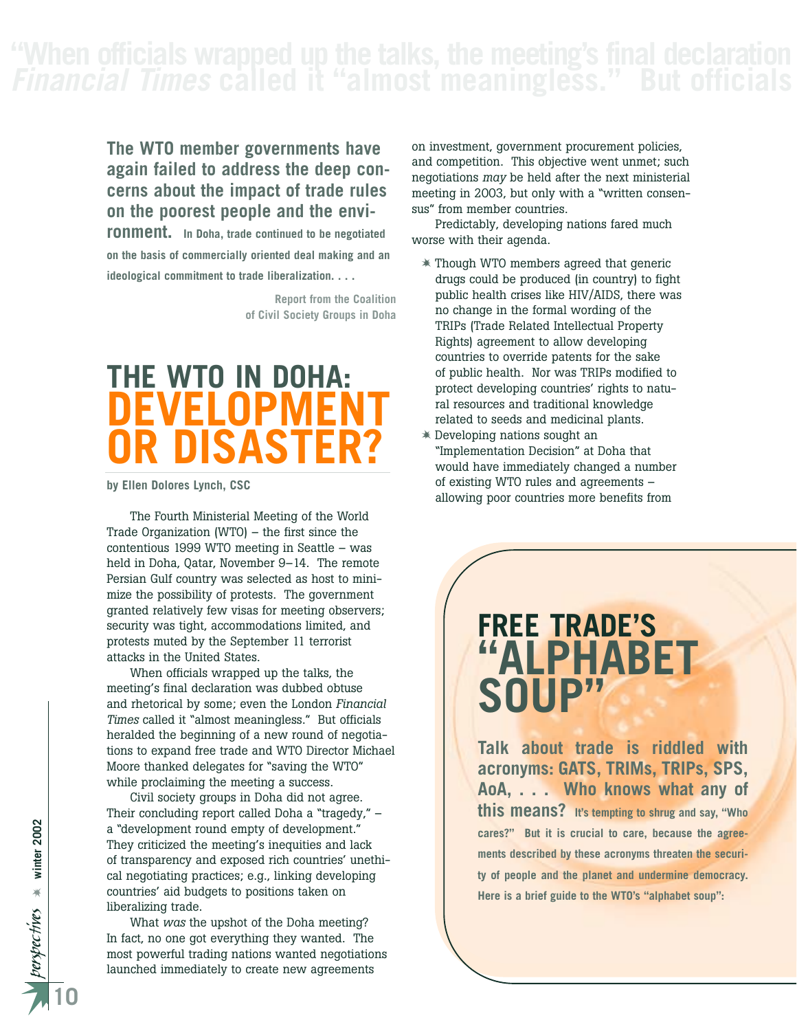> **The WTO member governments have again failed to address the deep concerns about the impact of trade rules on the poorest people and the environment.** In Doha, trade continued to be negotiated on the basis of commercially oriented deal making and an ideological commitment to trade liberalization. . . .
>
> Report from the Coalition of Civil Society Groups in Doha

# THE WTO IN DOHA: DEVELOPMENT OR DISASTER?

**by Ellen Dolores Lynch, CSC**

The Fourth Ministerial Meeting of the World Trade Organization (WTO) – the first since the contentious 1999 WTO meeting in Seattle – was held in Doha, Qatar, November 9–14. The remote Persian Gulf country was selected as host to minimize the possibility of protests. The government granted relatively few visas for meeting observers; security was tight, accommodations limited, and protests muted by the September 11 terrorist attacks in the United States.

When officials wrapped up the talks, the meeting's final declaration was dubbed obtuse and rhetorical by some; even the London *Financial Times* called it "almost meaningless." But officials heralded the beginning of a new round of negotiations to expand free trade and WTO Director Michael Moore thanked delegates for "saving the WTO" while proclaiming the meeting a success.

Civil society groups in Doha did not agree. Their concluding report called Doha a "tragedy," – a "development round empty of development." They criticized the meeting's inequities and lack of transparency and exposed rich countries' unethical negotiating practices; e.g., linking developing countries' aid budgets to positions taken on liberalizing trade.

What *was* the upshot of the Doha meeting? In fact, no one got everything they wanted. The most powerful trading nations wanted negotiations launched immediately to create new agreements on investment, government procurement policies, and competition. This objective went unmet; such negotiations *may* be held after the next ministerial meeting in 2003, but only with a "written consensus" from member countries.

Predictably, developing nations fared much worse with their agenda.

- Though WTO members agreed that generic drugs could be produced (in country) to fight public health crises like HIV/AIDS, there was no change in the formal wording of the TRIPs (Trade Related Intellectual Property Rights) agreement to allow developing countries to override patents for the sake of public health. Nor was TRIPs modified to protect developing countries' rights to natural resources and traditional knowledge related to seeds and medicinal plants.
- Developing nations sought an "Implementation Decision" at Doha that would have immediately changed a number of existing WTO rules and agreements – allowing poor countries more benefits from

## FREE TRADE'S "ALPHABET SOUP"

**Talk about trade is riddled with acronyms: GATS, TRIMs, TRIPs, SPS, AoA, . . . Who knows what any of this means?** It's tempting to shrug and say, "Who cares?" But it is crucial to care, because the agreements described by these acronyms threaten the security of people and the planet and undermine democracy. Here is a brief guide to the WTO's "alphabet soup":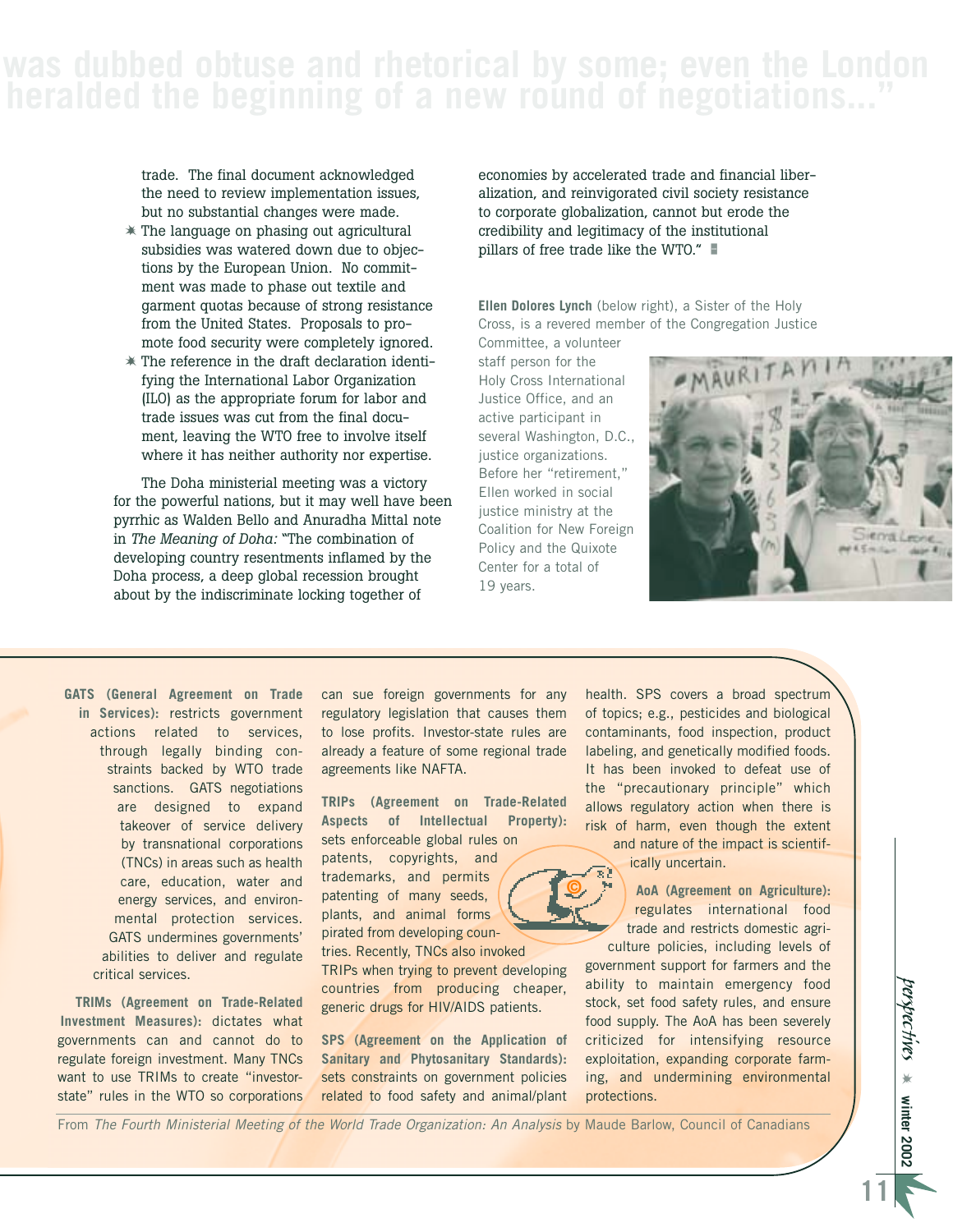was dubbed obtuse and rhetorical by some; even the London heralded the beginning of a new round of negotiations..."

trade. The final document acknowledged the need to review implementation issues, but no substantial changes were made.

- The language on phasing out agricultural subsidies was watered down due to objections by the European Union. No commitment was made to phase out textile and garment quotas because of strong resistance from the United States. Proposals to promote food security were completely ignored.
- The reference in the draft declaration identifying the International Labor Organization (ILO) as the appropriate forum for labor and trade issues was cut from the final document, leaving the WTO free to involve itself where it has neither authority nor expertise.

The Doha ministerial meeting was a victory for the powerful nations, but it may well have been pyrrhic as Walden Bello and Anuradha Mittal note in *The Meaning of Doha:* "The combination of developing country resentments inflamed by the Doha process, a deep global recession brought about by the indiscriminate locking together of economies by accelerated trade and financial liberalization, and reinvigorated civil society resistance to corporate globalization, cannot but erode the credibility and legitimacy of the institutional pillars of free trade like the WTO."

**Ellen Dolores Lynch** (below right), a Sister of the Holy Cross, is a revered member of the Congregation Justice Committee, a volunteer staff person for the Holy Cross International Justice Office, and an active participant in several Washington, D.C., justice organizations. Before her "retirement," Ellen worked in social justice ministry at the Coalition for New Foreign Policy and the Quixote Center for a total of 19 years.

**GATS (General Agreement on Trade in Services):** restricts government actions related to services, through legally binding constraints backed by WTO trade sanctions. GATS negotiations are designed to expand takeover of service delivery by transnational corporations (TNCs) in areas such as health care, education, water and energy services, and environmental protection services. GATS undermines governments' abilities to deliver and regulate critical services.

**TRIMs (Agreement on Trade-Related Investment Measures):** dictates what governments can and cannot do to regulate foreign investment. Many TNCs want to use TRIMs to create "investor-state" rules in the WTO so corporations can sue foreign governments for any regulatory legislation that causes them to lose profits. Investor-state rules are already a feature of some regional trade agreements like NAFTA.

**TRIPs (Agreement on Trade-Related Aspects of Intellectual Property):** sets enforceable global rules on patents, copyrights, and trademarks, and permits patenting of many seeds, plants, and animal forms pirated from developing countries. Recently, TNCs also invoked TRIPs when trying to prevent developing countries from producing cheaper, generic drugs for HIV/AIDS patients.

**SPS (Agreement on the Application of Sanitary and Phytosanitary Standards):** sets constraints on government policies related to food safety and animal/plant health. SPS covers a broad spectrum of topics; e.g., pesticides and biological contaminants, food inspection, product labeling, and genetically modified foods. It has been invoked to defeat use of the "precautionary principle" which allows regulatory action when there is risk of harm, even though the extent and nature of the impact is scientifically uncertain.

**AoA (Agreement on Agriculture):** regulates international food trade and restricts domestic agriculture policies, including levels of government support for farmers and the ability to maintain emergency food stock, set food safety rules, and ensure food supply. The AoA has been severely criticized for intensifying resource exploitation, expanding corporate farming, and undermining environmental protections.

From *The Fourth Ministerial Meeting of the World Trade Organization: An Analysis* by Maude Barlow, Council of Canadians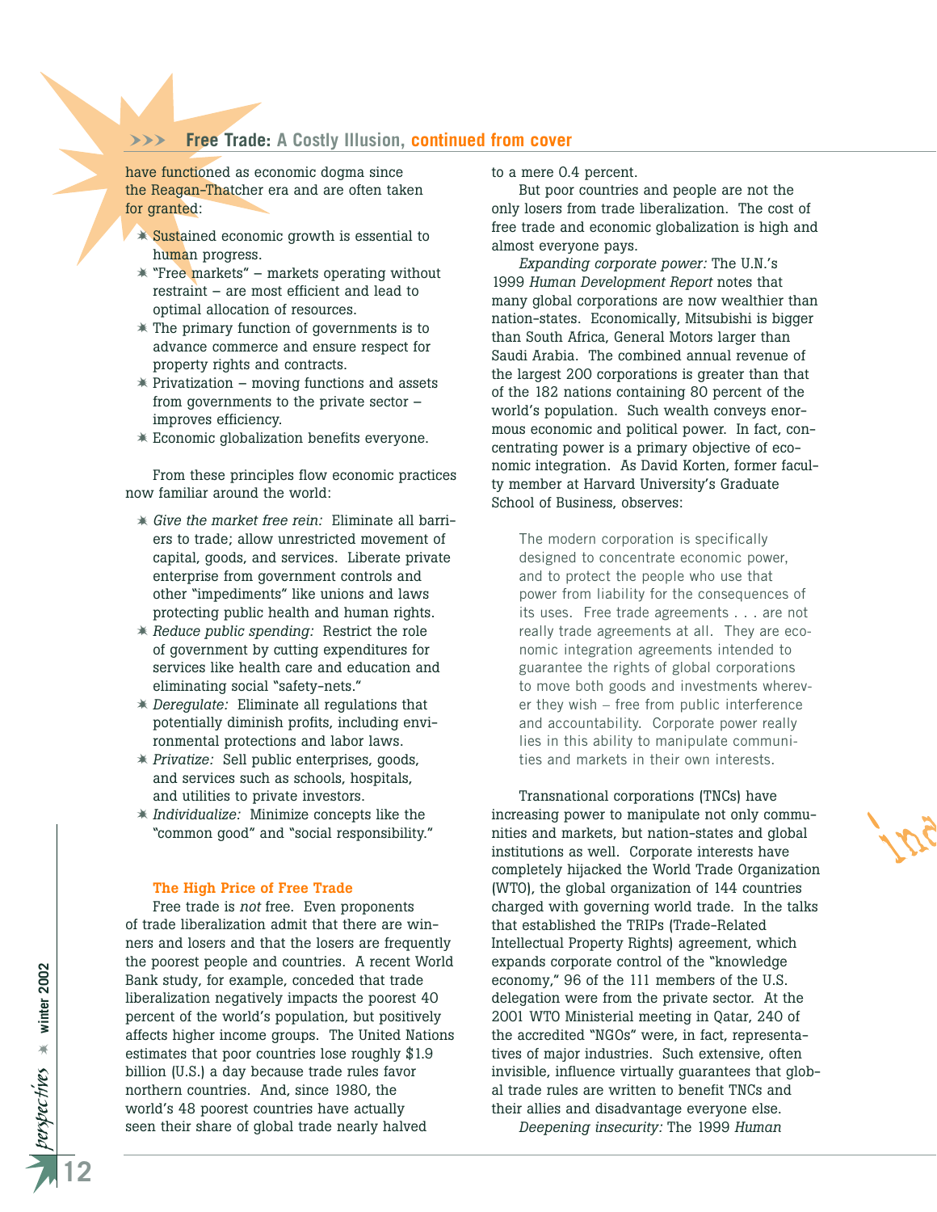**Free Trade:** A Costly Illusion, continued from cover

have functioned as economic dogma since the Reagan-Thatcher era and are often taken for granted:

- Sustained economic growth is essential to human progress.
- "Free markets" – markets operating without restraint – are most efficient and lead to optimal allocation of resources.
- The primary function of governments is to advance commerce and ensure respect for property rights and contracts.
- Privatization – moving functions and assets from governments to the private sector – improves efficiency.
- Economic globalization benefits everyone.

From these principles flow economic practices now familiar around the world:

- *Give the market free rein:* Eliminate all barriers to trade; allow unrestricted movement of capital, goods, and services. Liberate private enterprise from government controls and other "impediments" like unions and laws protecting public health and human rights.
- *Reduce public spending:* Restrict the role of government by cutting expenditures for services like health care and education and eliminating social "safety-nets."
- *Deregulate:* Eliminate all regulations that potentially diminish profits, including environmental protections and labor laws.
- *Privatize:* Sell public enterprises, goods, and services such as schools, hospitals, and utilities to private investors.
- *Individualize:* Minimize concepts like the "common good" and "social responsibility."

### The High Price of Free Trade

Free trade is *not* free. Even proponents of trade liberalization admit that there are winners and losers and that the losers are frequently the poorest people and countries. A recent World Bank study, for example, conceded that trade liberalization negatively impacts the poorest 40 percent of the world's population, but positively affects higher income groups. The United Nations estimates that poor countries lose roughly $1.9 billion (U.S.) a day because trade rules favor northern countries. And, since 1980, the world's 48 poorest countries have actually seen their share of global trade nearly halved to a mere 0.4 percent.

But poor countries and people are not the only losers from trade liberalization. The cost of free trade and economic globalization is high and almost everyone pays.

*Expanding corporate power:* The U.N.'s 1999 *Human Development Report* notes that many global corporations are now wealthier than nation-states. Economically, Mitsubishi is bigger than South Africa, General Motors larger than Saudi Arabia. The combined annual revenue of the largest 200 corporations is greater than that of the 182 nations containing 80 percent of the world's population. Such wealth conveys enormous economic and political power. In fact, concentrating power is a primary objective of economic integration. As David Korten, former faculty member at Harvard University's Graduate School of Business, observes:

> The modern corporation is specifically designed to concentrate economic power, and to protect the people who use that power from liability for the consequences of its uses. Free trade agreements . . . are not really trade agreements at all. They are economic integration agreements intended to guarantee the rights of global corporations to move both goods and investments wherever they wish – free from public interference and accountability. Corporate power really lies in this ability to manipulate communities and markets in their own interests.

Transnational corporations (TNCs) have increasing power to manipulate not only communities and markets, but nation-states and global institutions as well. Corporate interests have completely hijacked the World Trade Organization (WTO), the global organization of 144 countries charged with governing world trade. In the talks that established the TRIPs (Trade-Related Intellectual Property Rights) agreement, which expands corporate control of the "knowledge economy," 96 of the 111 members of the U.S. delegation were from the private sector. At the 2001 WTO Ministerial meeting in Qatar, 240 of the accredited "NGOs" were, in fact, representatives of major industries. Such extensive, often invisible, influence virtually guarantees that global trade rules are written to benefit TNCs and their allies and disadvantage everyone else.

*Deepening insecurity:* The 1999 *Human*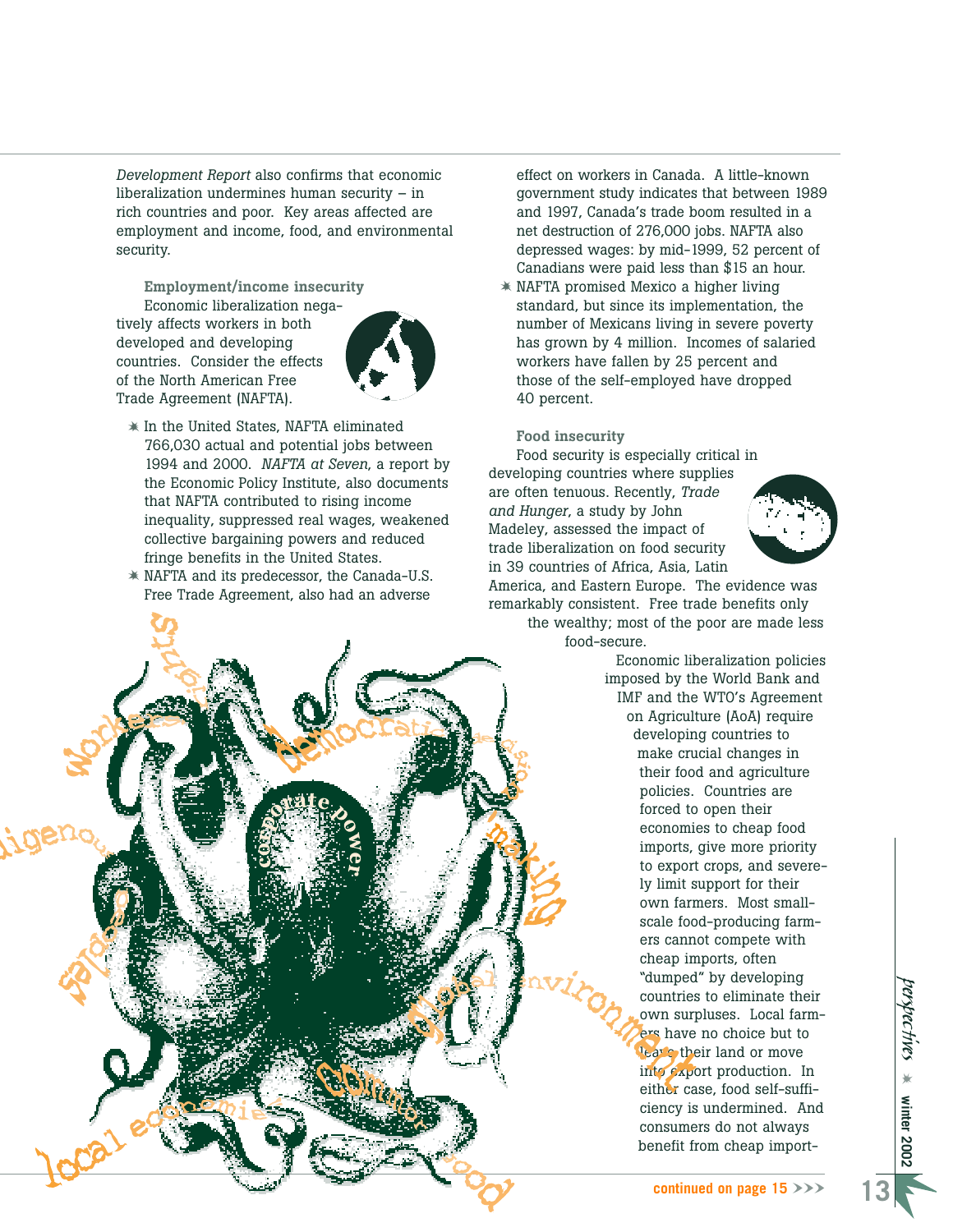*Development Report* also confirms that economic liberalization undermines human security – in rich countries and poor. Key areas affected are employment and income, food, and environmental security.

**Employment/income insecurity**

Economic liberalization negatively affects workers in both developed and developing countries. Consider the effects of the North American Free Trade Agreement (NAFTA).

- In the United States, NAFTA eliminated 766,030 actual and potential jobs between 1994 and 2000. *NAFTA at Seven,* a report by the Economic Policy Institute, also documents that NAFTA contributed to rising income inequality, suppressed real wages, weakened collective bargaining powers and reduced fringe benefits in the United States.
- NAFTA and its predecessor, the Canada-U.S. Free Trade Agreement, also had an adverse effect on workers in Canada. A little-known government study indicates that between 1989 and 1997, Canada's trade boom resulted in a net destruction of 276,000 jobs. NAFTA also depressed wages: by mid-1999, 52 percent of Canadians were paid less than $15 an hour.
- NAFTA promised Mexico a higher living standard, but since its implementation, the number of Mexicans living in severe poverty has grown by 4 million. Incomes of salaried workers have fallen by 25 percent and those of the self-employed have dropped 40 percent.

**Food insecurity**

Food security is especially critical in developing countries where supplies are often tenuous. Recently, *Trade and Hunger*, a study by John Madeley, assessed the impact of trade liberalization on food security in 39 countries of Africa, Asia, Latin America, and Eastern Europe. The evidence was remarkably consistent. Free trade benefits only the wealthy; most of the poor are made less food-secure.

Economic liberalization policies imposed by the World Bank and IMF and the WTO's Agreement on Agriculture (AoA) require developing countries to make crucial changes in their food and agriculture policies. Countries are forced to open their economies to cheap food imports, give more priority to export crops, and severely limit support for their own farmers. Most small-scale food-producing farmers cannot compete with cheap imports, often "dumped" by developing countries to eliminate their own surpluses. Local farmers have no choice but to leave their land or move into export production. In either case, food self-sufficiency is undermined. And consumers do not always benefit from cheap import-

continued on page 15 >>>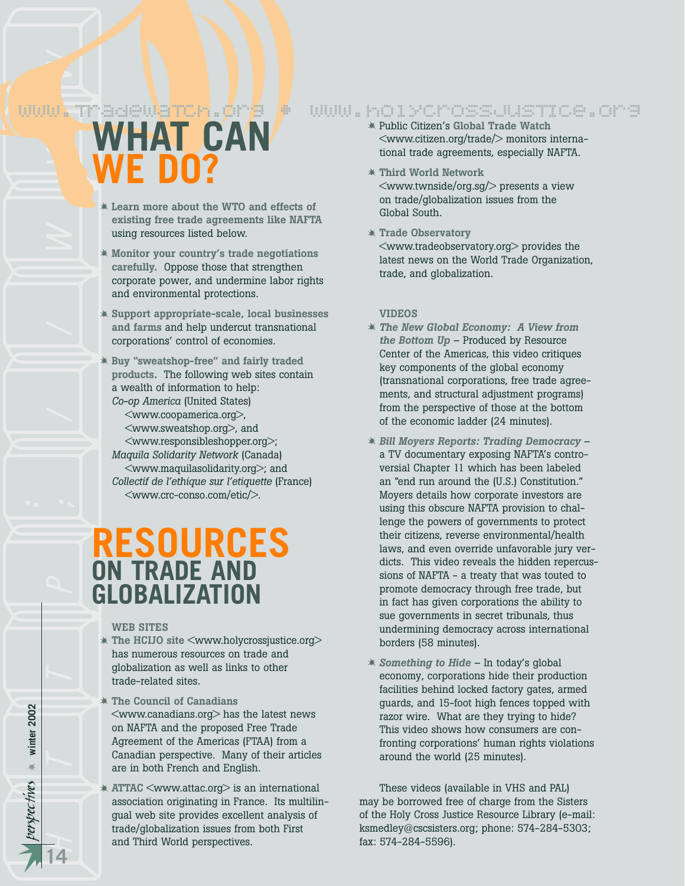www.tradewatch.org ✷ www.holycrossjustice.org

# WHAT CAN WE DO?

- **Learn more about the WTO and effects of existing free trade agreements like NAFTA** using resources listed below.
- **Monitor your country's trade negotiations carefully.** Oppose those that strengthen corporate power, and undermine labor rights and environmental protections.
- **Support appropriate-scale, local businesses and farms** and help undercut transnational corporations' control of economies.
- **Buy "sweatshop-free" and fairly traded products.** The following web sites contain a wealth of information to help:
  *Co-op America* (United States) <www.coopamerica.org>, <www.sweatshop.org>, and <www.responsibleshopper.org>;
  *Maquila Solidarity Network* (Canada) <www.maquilasolidarity.org>; and
  *Collectif de l'ethique sur l'etiquette* (France) <www.crc-conso.com/etic/>.

# RESOURCES ON TRADE AND GLOBALIZATION

### WEB SITES

- **The HCIJO site** <www.holycrossjustice.org> has numerous resources on trade and globalization as well as links to other trade-related sites.
- **The Council of Canadians** <www.canadians.org> has the latest news on NAFTA and the proposed Free Trade Agreement of the Americas (FTAA) from a Canadian perspective. Many of their articles are in both French and English.
- **ATTAC** <www.attac.org> is an international association originating in France. Its multilingual web site provides excellent analysis of trade/globalization issues from both First and Third World perspectives.
- Public Citizen's **Global Trade Watch** <www.citizen.org/trade/> monitors international trade agreements, especially NAFTA.
- **Third World Network** <www.twnside/org.sg/> presents a view on trade/globalization issues from the Global South.
- **Trade Observatory** <www.tradeobservatory.org> provides the latest news on the World Trade Organization, trade, and globalization.

### VIDEOS

- ***The New Global Economy: A View from the Bottom Up*** – Produced by Resource Center of the Americas, this video critiques key components of the global economy (transnational corporations, free trade agreements, and structural adjustment programs) from the perspective of those at the bottom of the economic ladder (24 minutes).
- ***Bill Moyers Reports: Trading Democracy*** – a TV documentary exposing NAFTA's controversial Chapter 11 which has been labeled an "end run around the (U.S.) Constitution." Moyers details how corporate investors are using this obscure NAFTA provision to challenge the powers of governments to protect their citizens, reverse environmental/health laws, and even override unfavorable jury verdicts. This video reveals the hidden repercussions of NAFTA - a treaty that was touted to promote democracy through free trade, but in fact has given corporations the ability to sue governments in secret tribunals, thus undermining democracy across international borders (58 minutes).
- ***Something to Hide*** – In today's global economy, corporations hide their production facilities behind locked factory gates, armed guards, and 15-foot high fences topped with razor wire. What are they trying to hide? This video shows how consumers are confronting corporations' human rights violations around the world (25 minutes).

These videos (available in VHS and PAL) may be borrowed free of charge from the Sisters of the Holy Cross Justice Resource Library (e-mail: ksmedley@cscsisters.org; phone: 574-284-5303; fax: 574-284-5596).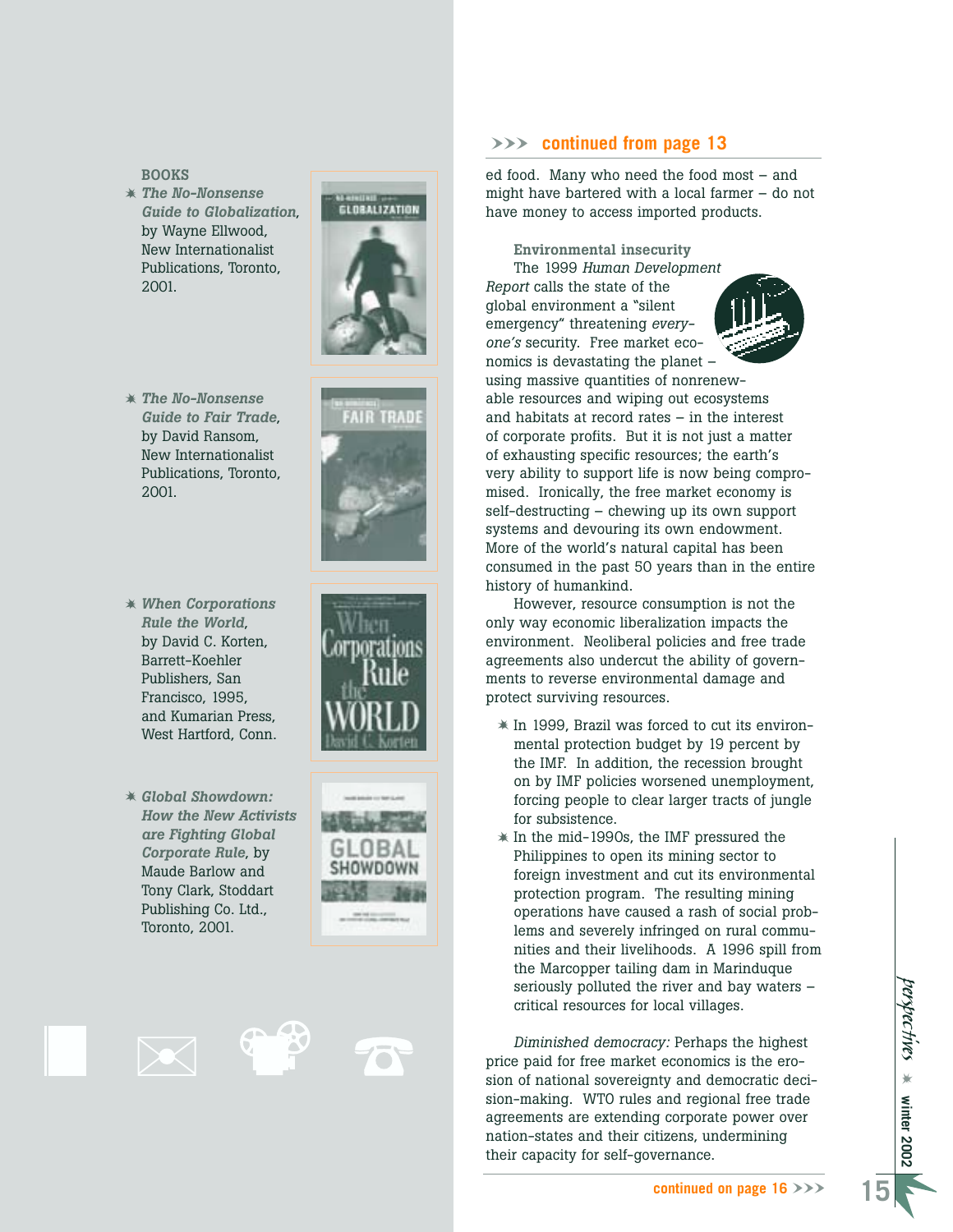### BOOKS

- ***The No-Nonsense Guide to Globalization***, by Wayne Ellwood, New Internationalist Publications, Toronto, 2001.
- ***The No-Nonsense Guide to Fair Trade***, by David Ransom, New Internationalist Publications, Toronto, 2001.
- ***When Corporations Rule the World***, by David C. Korten, Barrett-Koehler Publishers, San Francisco, 1995, and Kumarian Press, West Hartford, Conn.
- ***Global Showdown: How the New Activists are Fighting Global Corporate Rule***, by Maude Barlow and Tony Clark, Stoddart Publishing Co. Ltd., Toronto, 2001.

**>>> continued from page 13**

ed food. Many who need the food most – and might have bartered with a local farmer – do not have money to access imported products.

**Environmental insecurity**

The 1999 *Human Development Report* calls the state of the global environment a "silent emergency" threatening *everyone's* security. Free market economics is devastating the planet – using massive quantities of nonrenewable resources and wiping out ecosystems and habitats at record rates – in the interest of corporate profits. But it is not just a matter of exhausting specific resources; the earth's very ability to support life is now being compromised. Ironically, the free market economy is self-destructing – chewing up its own support systems and devouring its own endowment. More of the world's natural capital has been consumed in the past 50 years than in the entire history of humankind.

However, resource consumption is not the only way economic liberalization impacts the environment. Neoliberal policies and free trade agreements also undercut the ability of governments to reverse environmental damage and protect surviving resources.

- In 1999, Brazil was forced to cut its environmental protection budget by 19 percent by the IMF. In addition, the recession brought on by IMF policies worsened unemployment, forcing people to clear larger tracts of jungle for subsistence.
- In the mid-1990s, the IMF pressured the Philippines to open its mining sector to foreign investment and cut its environmental protection program. The resulting mining operations have caused a rash of social problems and severely infringed on rural communities and their livelihoods. A 1996 spill from the Marcopper tailing dam in Marinduque seriously polluted the river and bay waters – critical resources for local villages.

*Diminished democracy:* Perhaps the highest price paid for free market economics is the erosion of national sovereignty and democratic decision-making. WTO rules and regional free trade agreements are extending corporate power over nation-states and their citizens, undermining their capacity for self-governance.

**continued on page 16 >>>**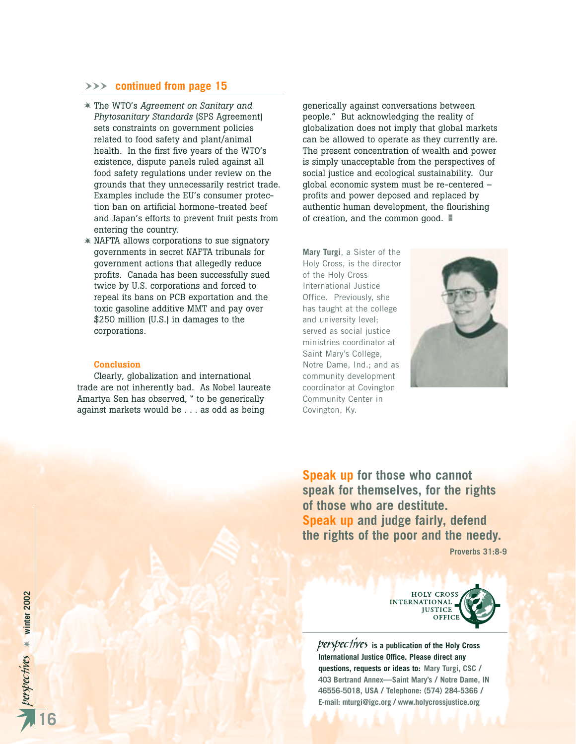>>> **continued from page 15**

- The WTO's *Agreement on Sanitary and Phytosanitary Standards* (SPS Agreement) sets constraints on government policies related to food safety and plant/animal health. In the first five years of the WTO's existence, dispute panels ruled against all food safety regulations under review on the grounds that they unnecessarily restrict trade. Examples include the EU's consumer protection ban on artificial hormone-treated beef and Japan's efforts to prevent fruit pests from entering the country.
- NAFTA allows corporations to sue signatory governments in secret NAFTA tribunals for government actions that allegedly reduce profits. Canada has been successfully sued twice by U.S. corporations and forced to repeal its bans on PCB exportation and the toxic gasoline additive MMT and pay over $250 million (U.S.) in damages to the corporations.

### Conclusion

Clearly, globalization and international trade are not inherently bad. As Nobel laureate Amartya Sen has observed, " to be generically against markets would be . . . as odd as being generically against conversations between people." But acknowledging the reality of globalization does not imply that global markets can be allowed to operate as they currently are. The present concentration of wealth and power is simply unacceptable from the perspectives of social justice and ecological sustainability. Our global economic system must be re-centered – profits and power deposed and replaced by authentic human development, the flourishing of creation, and the common good.

**Mary Turgi**, a Sister of the Holy Cross, is the director of the Holy Cross International Justice Office. Previously, she has taught at the college and university level; served as social justice ministries coordinator at Saint Mary's College, Notre Dame, Ind.; and as community development coordinator at Covington Community Center in Covington, Ky.

**Speak up for those who cannot speak for themselves, for the rights of those who are destitute. Speak up and judge fairly, defend the rights of the poor and the needy.**

**Proverbs 31:8-9**

HOLY CROSS INTERNATIONAL JUSTICE OFFICE

***perspectives*** **is a publication of the Holy Cross International Justice Office. Please direct any questions, requests or ideas to:** Mary Turgi, CSC / 403 Bertrand Annex—Saint Mary's / Notre Dame, IN 46556-5018, USA / Telephone: (574) 284-5366 / E-mail: mturgi@igc.org / www.holycrossjustice.org